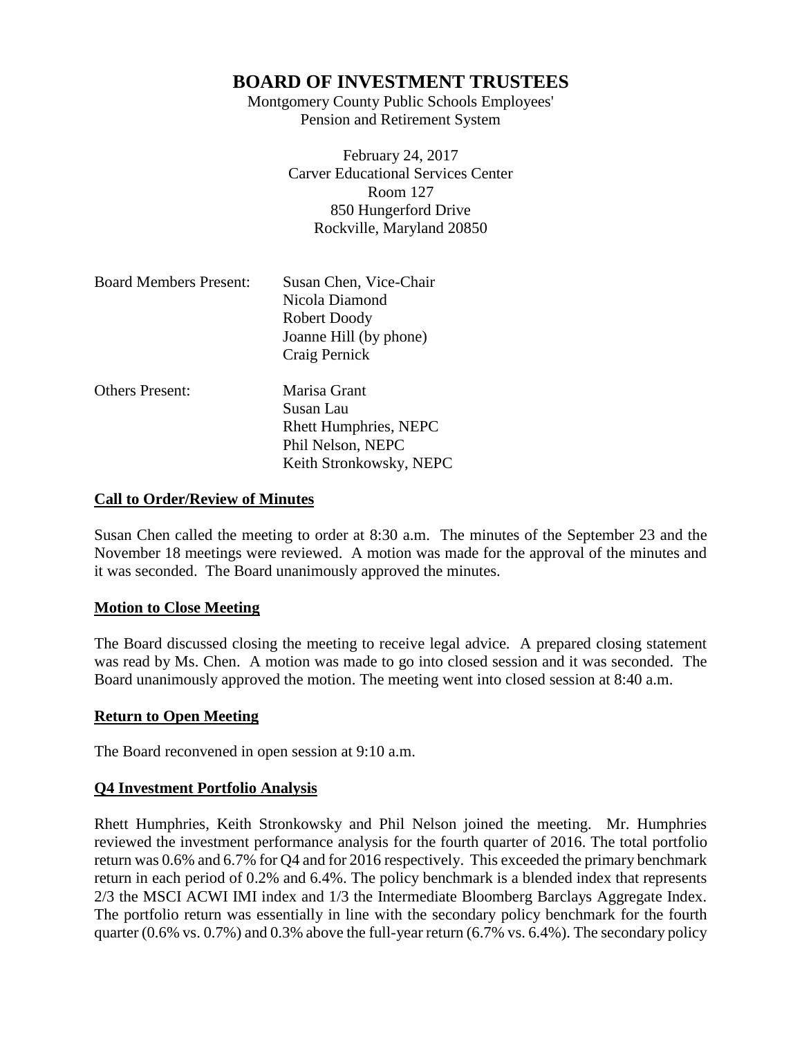# BOARD OF INVESTMENT TRUSTEES

Montgomery County Public Schools Employees'
Pension and Retirement System

February 24, 2017
Carver Educational Services Center
Room 127
850 Hungerford Drive
Rockville, Maryland 20850

| | |
|---|---|
| Board Members Present: | Susan Chen, Vice-Chair |
| | Nicola Diamond |
| | Robert Doody |
| | Joanne Hill (by phone) |
| | Craig Pernick |
| Others Present: | Marisa Grant |
| | Susan Lau |
| | Rhett Humphries, NEPC |
| | Phil Nelson, NEPC |
| | Keith Stronkowsky, NEPC |

**Call to Order/Review of Minutes**

Susan Chen called the meeting to order at 8:30 a.m. The minutes of the September 23 and the November 18 meetings were reviewed. A motion was made for the approval of the minutes and it was seconded. The Board unanimously approved the minutes.

**Motion to Close Meeting**

The Board discussed closing the meeting to receive legal advice. A prepared closing statement was read by Ms. Chen. A motion was made to go into closed session and it was seconded. The Board unanimously approved the motion. The meeting went into closed session at 8:40 a.m.

**Return to Open Meeting**

The Board reconvened in open session at 9:10 a.m.

**Q4 Investment Portfolio Analysis**

Rhett Humphries, Keith Stronkowsky and Phil Nelson joined the meeting. Mr. Humphries reviewed the investment performance analysis for the fourth quarter of 2016. The total portfolio return was 0.6% and 6.7% for Q4 and for 2016 respectively. This exceeded the primary benchmark return in each period of 0.2% and 6.4%. The policy benchmark is a blended index that represents 2/3 the MSCI ACWI IMI index and 1/3 the Intermediate Bloomberg Barclays Aggregate Index. The portfolio return was essentially in line with the secondary policy benchmark for the fourth quarter (0.6% vs. 0.7%) and 0.3% above the full-year return (6.7% vs. 6.4%). The secondary policy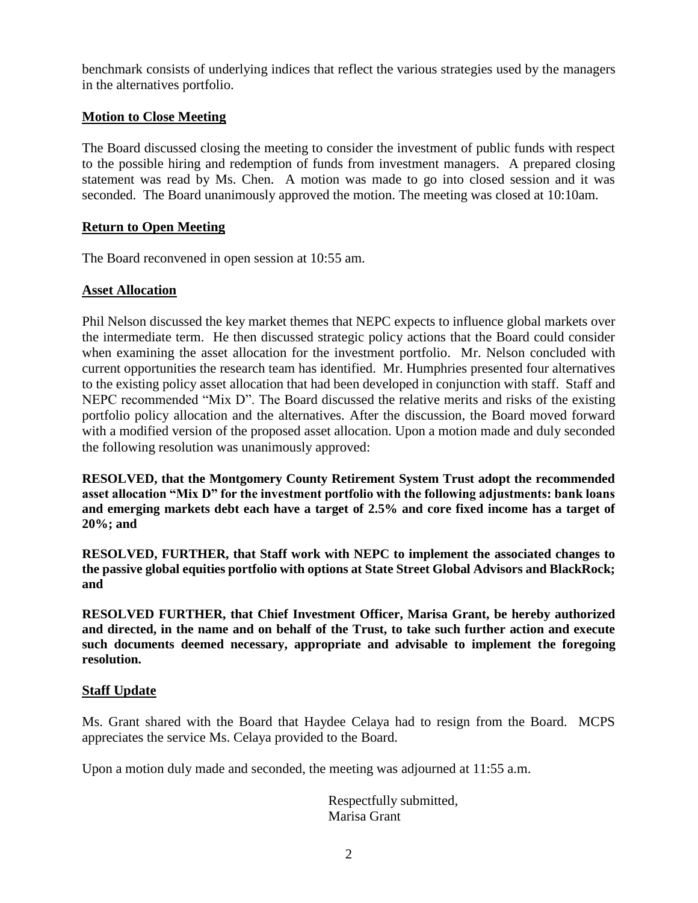benchmark consists of underlying indices that reflect the various strategies used by the managers in the alternatives portfolio.

## Motion to Close Meeting

The Board discussed closing the meeting to consider the investment of public funds with respect to the possible hiring and redemption of funds from investment managers. A prepared closing statement was read by Ms. Chen. A motion was made to go into closed session and it was seconded. The Board unanimously approved the motion. The meeting was closed at 10:10am.

## Return to Open Meeting

The Board reconvened in open session at 10:55 am.

## Asset Allocation

Phil Nelson discussed the key market themes that NEPC expects to influence global markets over the intermediate term. He then discussed strategic policy actions that the Board could consider when examining the asset allocation for the investment portfolio. Mr. Nelson concluded with current opportunities the research team has identified. Mr. Humphries presented four alternatives to the existing policy asset allocation that had been developed in conjunction with staff. Staff and NEPC recommended "Mix D". The Board discussed the relative merits and risks of the existing portfolio policy allocation and the alternatives. After the discussion, the Board moved forward with a modified version of the proposed asset allocation. Upon a motion made and duly seconded the following resolution was unanimously approved:

**RESOLVED, that the Montgomery County Retirement System Trust adopt the recommended asset allocation "Mix D" for the investment portfolio with the following adjustments: bank loans and emerging markets debt each have a target of 2.5% and core fixed income has a target of 20%; and**

**RESOLVED, FURTHER, that Staff work with NEPC to implement the associated changes to the passive global equities portfolio with options at State Street Global Advisors and BlackRock; and**

**RESOLVED FURTHER, that Chief Investment Officer, Marisa Grant, be hereby authorized and directed, in the name and on behalf of the Trust, to take such further action and execute such documents deemed necessary, appropriate and advisable to implement the foregoing resolution.**

## Staff Update

Ms. Grant shared with the Board that Haydee Celaya had to resign from the Board. MCPS appreciates the service Ms. Celaya provided to the Board.

Upon a motion duly made and seconded, the meeting was adjourned at 11:55 a.m.

Respectfully submitted,
Marisa Grant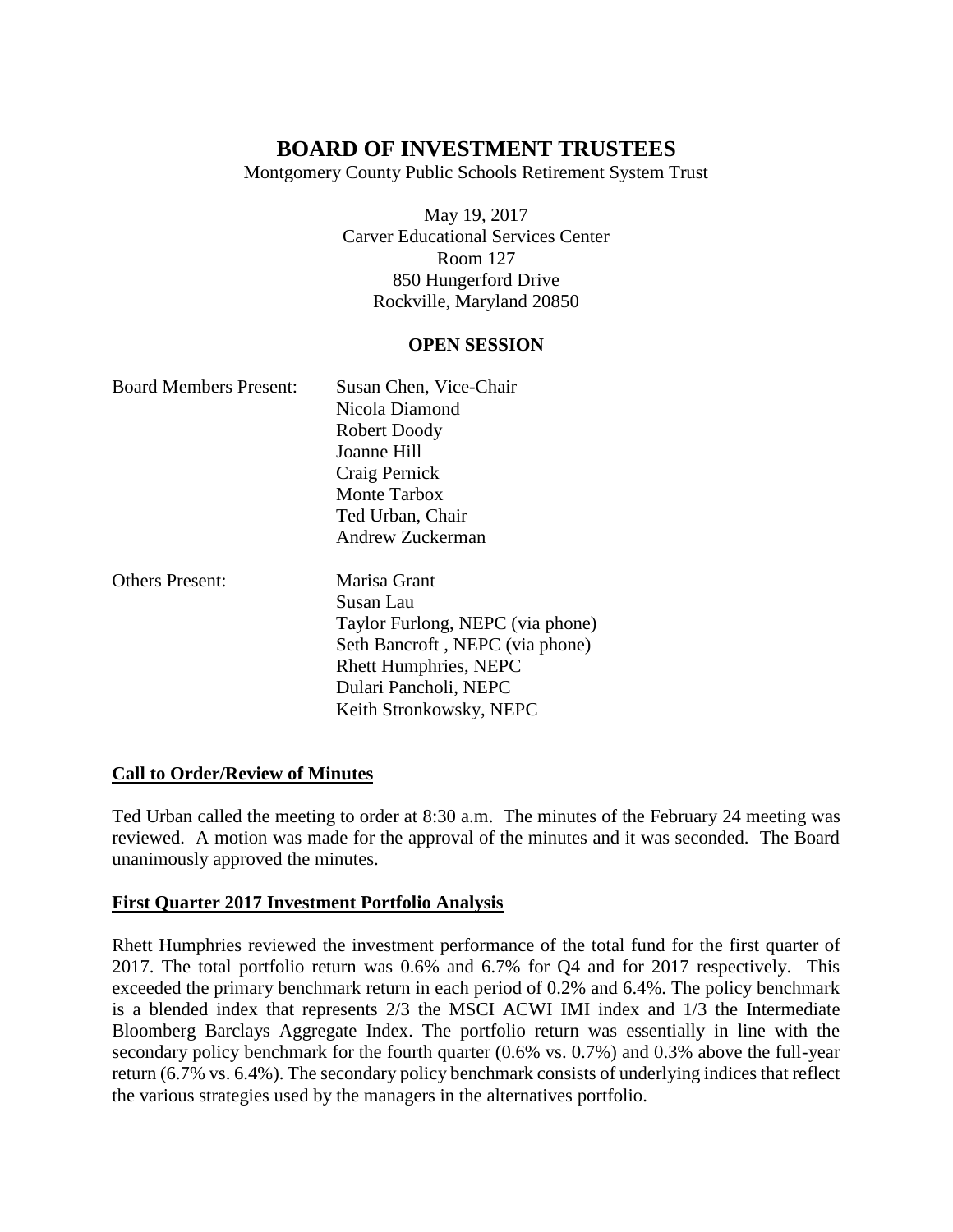# BOARD OF INVESTMENT TRUSTEES

Montgomery County Public Schools Retirement System Trust

May 19, 2017
Carver Educational Services Center
Room 127
850 Hungerford Drive
Rockville, Maryland 20850

## OPEN SESSION

Board Members Present: Susan Chen, Vice-Chair
Nicola Diamond
Robert Doody
Joanne Hill
Craig Pernick
Monte Tarbox
Ted Urban, Chair
Andrew Zuckerman

Others Present: Marisa Grant
Susan Lau
Taylor Furlong, NEPC (via phone)
Seth Bancroft , NEPC (via phone)
Rhett Humphries, NEPC
Dulari Pancholi, NEPC
Keith Stronkowsky, NEPC

**Call to Order/Review of Minutes**

Ted Urban called the meeting to order at 8:30 a.m. The minutes of the February 24 meeting was reviewed. A motion was made for the approval of the minutes and it was seconded. The Board unanimously approved the minutes.

**First Quarter 2017 Investment Portfolio Analysis**

Rhett Humphries reviewed the investment performance of the total fund for the first quarter of 2017. The total portfolio return was 0.6% and 6.7% for Q4 and for 2017 respectively. This exceeded the primary benchmark return in each period of 0.2% and 6.4%. The policy benchmark is a blended index that represents 2/3 the MSCI ACWI IMI index and 1/3 the Intermediate Bloomberg Barclays Aggregate Index. The portfolio return was essentially in line with the secondary policy benchmark for the fourth quarter (0.6% vs. 0.7%) and 0.3% above the full-year return (6.7% vs. 6.4%). The secondary policy benchmark consists of underlying indices that reflect the various strategies used by the managers in the alternatives portfolio.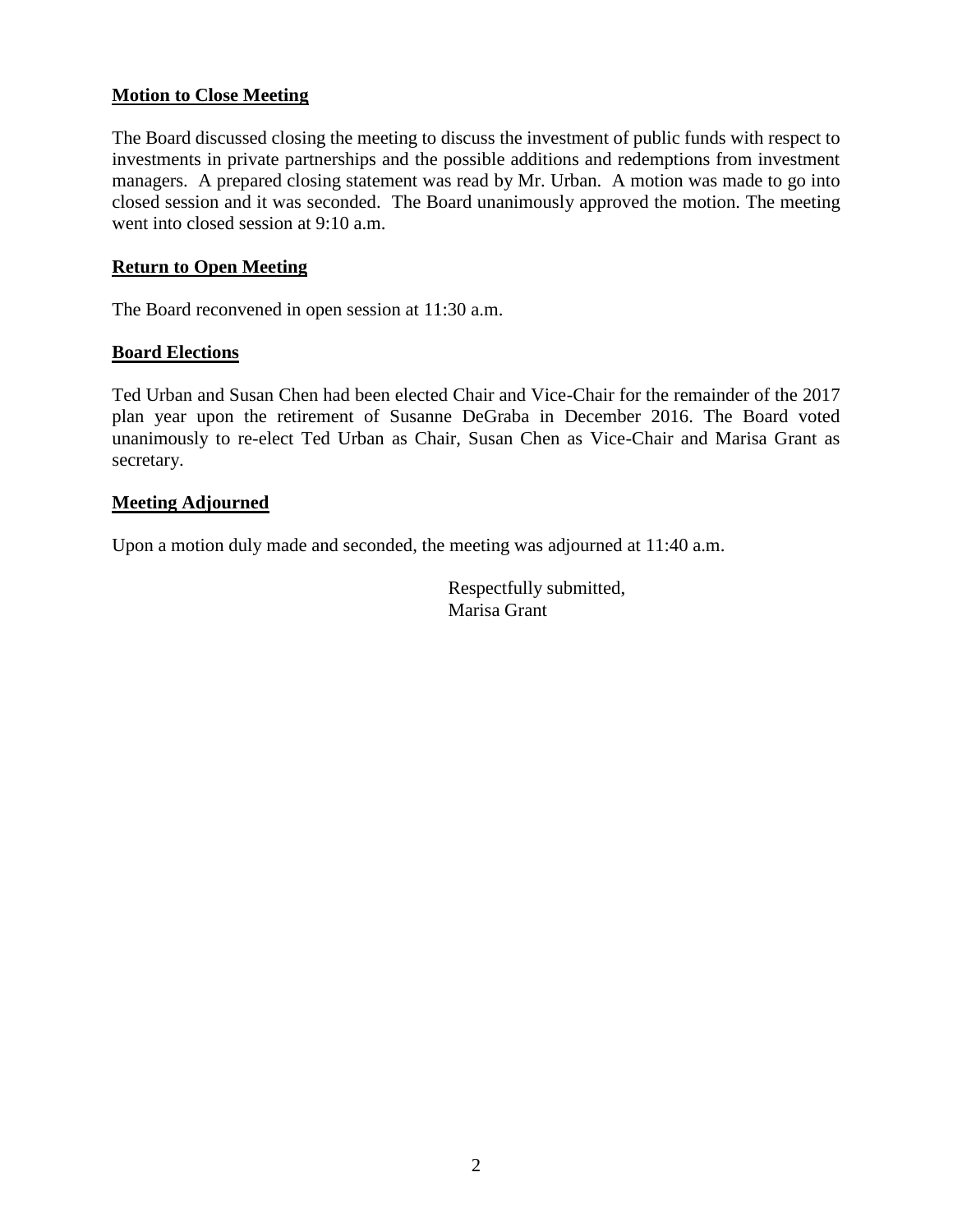**Motion to Close Meeting**

The Board discussed closing the meeting to discuss the investment of public funds with respect to investments in private partnerships and the possible additions and redemptions from investment managers. A prepared closing statement was read by Mr. Urban. A motion was made to go into closed session and it was seconded. The Board unanimously approved the motion. The meeting went into closed session at 9:10 a.m.

**Return to Open Meeting**

The Board reconvened in open session at 11:30 a.m.

**Board Elections**

Ted Urban and Susan Chen had been elected Chair and Vice-Chair for the remainder of the 2017 plan year upon the retirement of Susanne DeGraba in December 2016. The Board voted unanimously to re-elect Ted Urban as Chair, Susan Chen as Vice-Chair and Marisa Grant as secretary.

**Meeting Adjourned**

Upon a motion duly made and seconded, the meeting was adjourned at 11:40 a.m.

Respectfully submitted,
Marisa Grant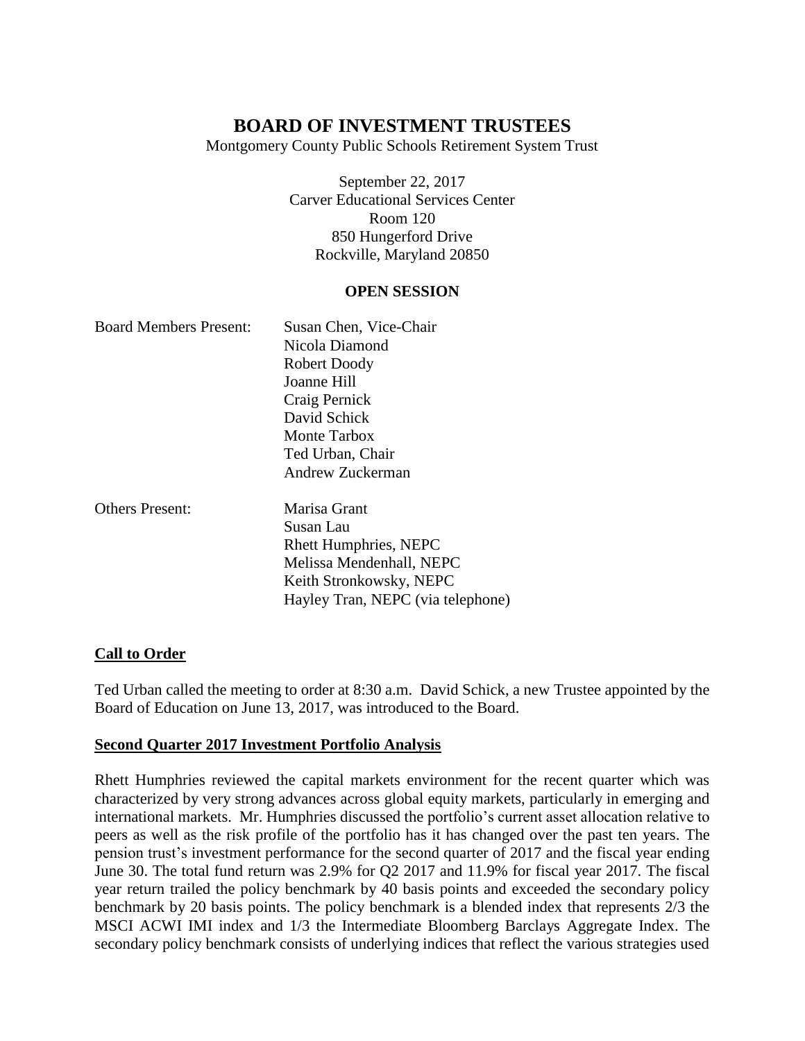# BOARD OF INVESTMENT TRUSTEES

Montgomery County Public Schools Retirement System Trust

September 22, 2017
Carver Educational Services Center
Room 120
850 Hungerford Drive
Rockville, Maryland 20850

**OPEN SESSION**

Board Members Present: Susan Chen, Vice-Chair
Nicola Diamond
Robert Doody
Joanne Hill
Craig Pernick
David Schick
Monte Tarbox
Ted Urban, Chair
Andrew Zuckerman

Others Present: Marisa Grant
Susan Lau
Rhett Humphries, NEPC
Melissa Mendenhall, NEPC
Keith Stronkowsky, NEPC
Hayley Tran, NEPC (via telephone)

## Call to Order

Ted Urban called the meeting to order at 8:30 a.m. David Schick, a new Trustee appointed by the Board of Education on June 13, 2017, was introduced to the Board.

## Second Quarter 2017 Investment Portfolio Analysis

Rhett Humphries reviewed the capital markets environment for the recent quarter which was characterized by very strong advances across global equity markets, particularly in emerging and international markets. Mr. Humphries discussed the portfolio's current asset allocation relative to peers as well as the risk profile of the portfolio has it has changed over the past ten years. The pension trust's investment performance for the second quarter of 2017 and the fiscal year ending June 30. The total fund return was 2.9% for Q2 2017 and 11.9% for fiscal year 2017. The fiscal year return trailed the policy benchmark by 40 basis points and exceeded the secondary policy benchmark by 20 basis points. The policy benchmark is a blended index that represents 2/3 the MSCI ACWI IMI index and 1/3 the Intermediate Bloomberg Barclays Aggregate Index. The secondary policy benchmark consists of underlying indices that reflect the various strategies used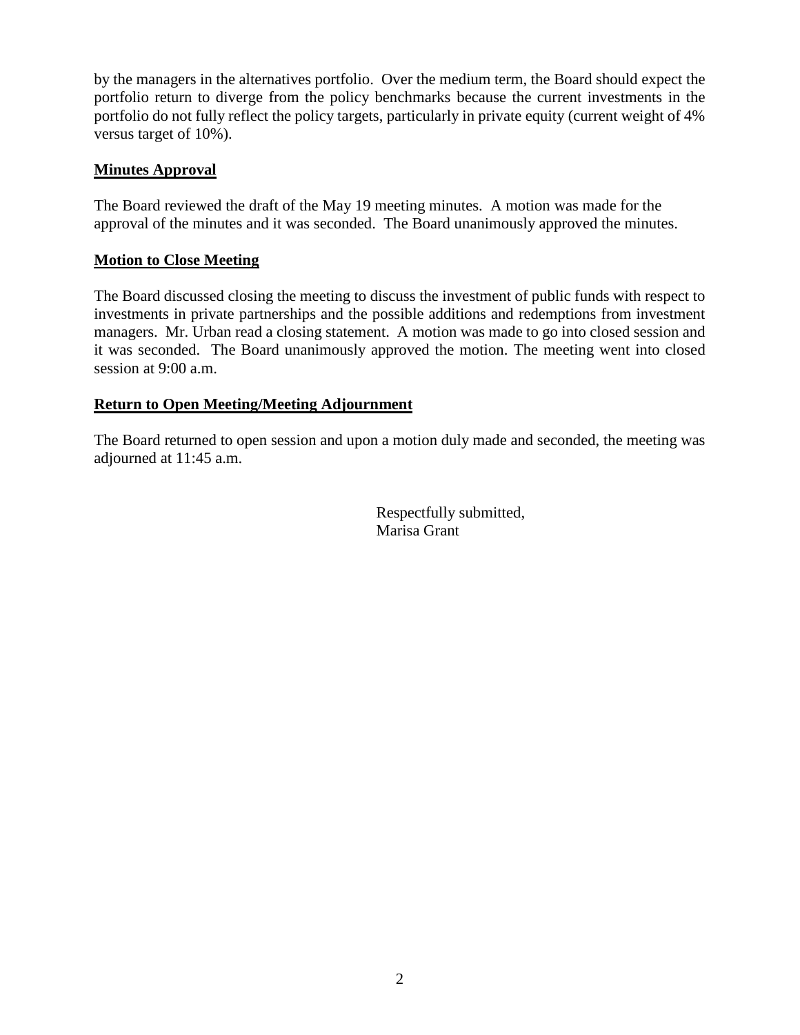by the managers in the alternatives portfolio. Over the medium term, the Board should expect the portfolio return to diverge from the policy benchmarks because the current investments in the portfolio do not fully reflect the policy targets, particularly in private equity (current weight of 4% versus target of 10%).

## Minutes Approval

The Board reviewed the draft of the May 19 meeting minutes. A motion was made for the approval of the minutes and it was seconded. The Board unanimously approved the minutes.

## Motion to Close Meeting

The Board discussed closing the meeting to discuss the investment of public funds with respect to investments in private partnerships and the possible additions and redemptions from investment managers. Mr. Urban read a closing statement. A motion was made to go into closed session and it was seconded. The Board unanimously approved the motion. The meeting went into closed session at 9:00 a.m.

## Return to Open Meeting/Meeting Adjournment

The Board returned to open session and upon a motion duly made and seconded, the meeting was adjourned at 11:45 a.m.

Respectfully submitted,
Marisa Grant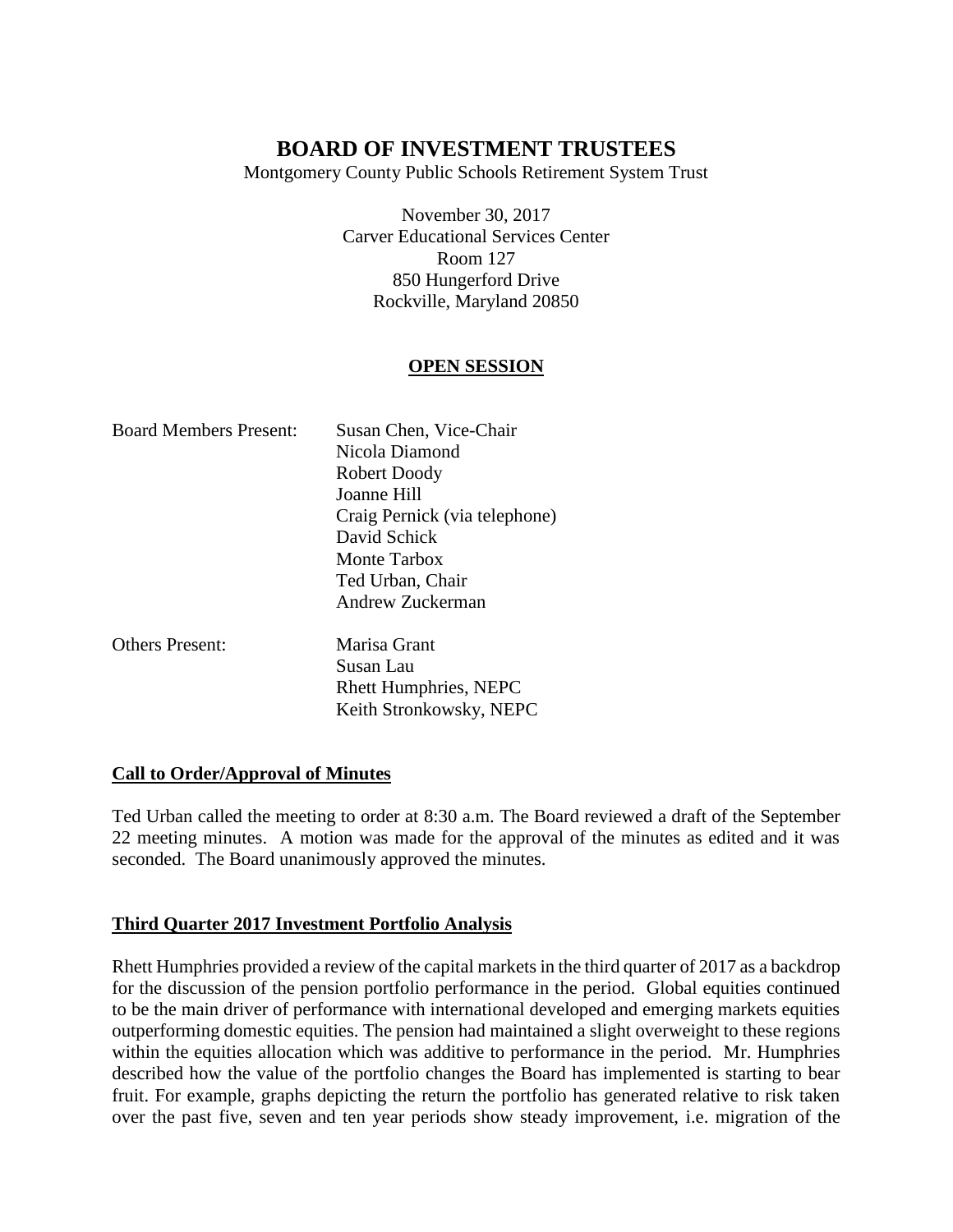# BOARD OF INVESTMENT TRUSTEES

Montgomery County Public Schools Retirement System Trust

November 30, 2017
Carver Educational Services Center
Room 127
850 Hungerford Drive
Rockville, Maryland 20850

## OPEN SESSION

| Board Members Present: | Susan Chen, Vice-Chair |
|---|---|
| | Nicola Diamond |
| | Robert Doody |
| | Joanne Hill |
| | Craig Pernick (via telephone) |
| | David Schick |
| | Monte Tarbox |
| | Ted Urban, Chair |
| | Andrew Zuckerman |
| Others Present: | Marisa Grant |
| | Susan Lau |
| | Rhett Humphries, NEPC |
| | Keith Stronkowsky, NEPC |

### Call to Order/Approval of Minutes

Ted Urban called the meeting to order at 8:30 a.m. The Board reviewed a draft of the September 22 meeting minutes. A motion was made for the approval of the minutes as edited and it was seconded. The Board unanimously approved the minutes.

### Third Quarter 2017 Investment Portfolio Analysis

Rhett Humphries provided a review of the capital markets in the third quarter of 2017 as a backdrop for the discussion of the pension portfolio performance in the period. Global equities continued to be the main driver of performance with international developed and emerging markets equities outperforming domestic equities. The pension had maintained a slight overweight to these regions within the equities allocation which was additive to performance in the period. Mr. Humphries described how the value of the portfolio changes the Board has implemented is starting to bear fruit. For example, graphs depicting the return the portfolio has generated relative to risk taken over the past five, seven and ten year periods show steady improvement, i.e. migration of the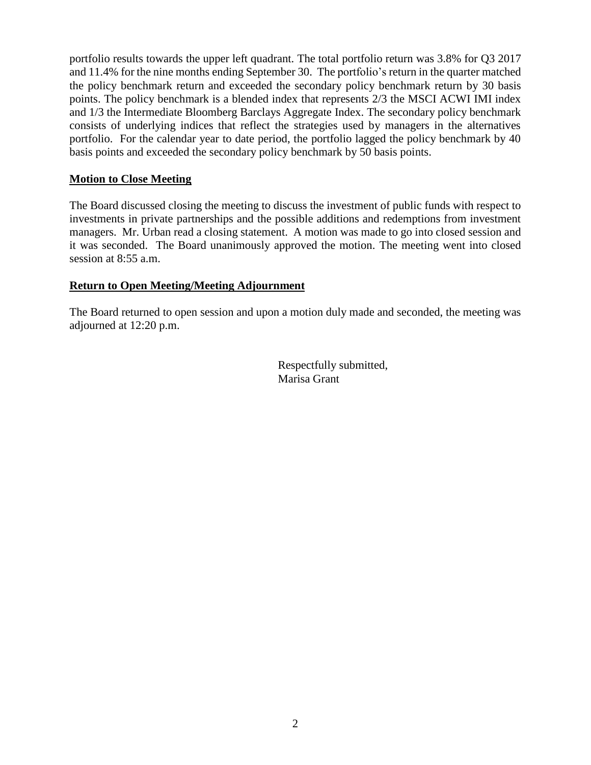portfolio results towards the upper left quadrant. The total portfolio return was 3.8% for Q3 2017 and 11.4% for the nine months ending September 30. The portfolio's return in the quarter matched the policy benchmark return and exceeded the secondary policy benchmark return by 30 basis points. The policy benchmark is a blended index that represents 2/3 the MSCI ACWI IMI index and 1/3 the Intermediate Bloomberg Barclays Aggregate Index. The secondary policy benchmark consists of underlying indices that reflect the strategies used by managers in the alternatives portfolio. For the calendar year to date period, the portfolio lagged the policy benchmark by 40 basis points and exceeded the secondary policy benchmark by 50 basis points.

**Motion to Close Meeting**

The Board discussed closing the meeting to discuss the investment of public funds with respect to investments in private partnerships and the possible additions and redemptions from investment managers. Mr. Urban read a closing statement. A motion was made to go into closed session and it was seconded. The Board unanimously approved the motion. The meeting went into closed session at 8:55 a.m.

**Return to Open Meeting/Meeting Adjournment**

The Board returned to open session and upon a motion duly made and seconded, the meeting was adjourned at 12:20 p.m.

Respectfully submitted,
Marisa Grant